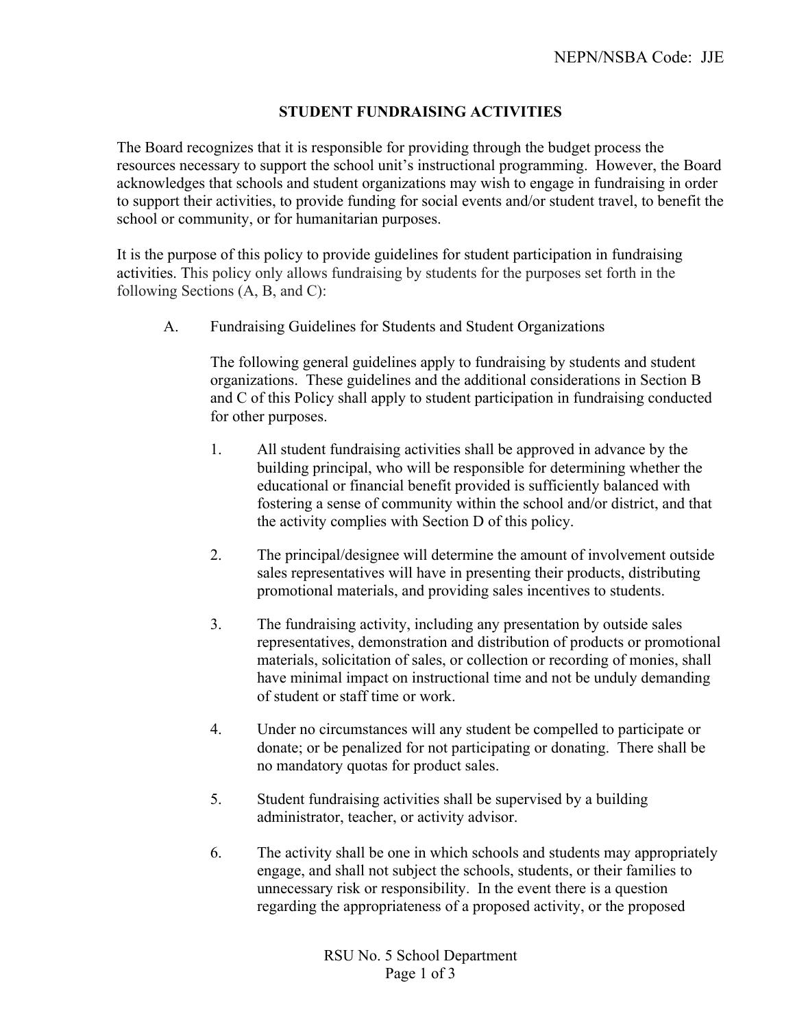NEPN/NSBA Code: JJE

# STUDENT FUNDRAISING ACTIVITIES

The Board recognizes that it is responsible for providing through the budget process the resources necessary to support the school unit's instructional programming. However, the Board acknowledges that schools and student organizations may wish to engage in fundraising in order to support their activities, to provide funding for social events and/or student travel, to benefit the school or community, or for humanitarian purposes.

It is the purpose of this policy to provide guidelines for student participation in fundraising activities. This policy only allows fundraising by students for the purposes set forth in the following Sections (A, B, and C):

A. Fundraising Guidelines for Students and Student Organizations

The following general guidelines apply to fundraising by students and student organizations. These guidelines and the additional considerations in Section B and C of this Policy shall apply to student participation in fundraising conducted for other purposes.

1. All student fundraising activities shall be approved in advance by the building principal, who will be responsible for determining whether the educational or financial benefit provided is sufficiently balanced with fostering a sense of community within the school and/or district, and that the activity complies with Section D of this policy.

2. The principal/designee will determine the amount of involvement outside sales representatives will have in presenting their products, distributing promotional materials, and providing sales incentives to students.

3. The fundraising activity, including any presentation by outside sales representatives, demonstration and distribution of products or promotional materials, solicitation of sales, or collection or recording of monies, shall have minimal impact on instructional time and not be unduly demanding of student or staff time or work.

4. Under no circumstances will any student be compelled to participate or donate; or be penalized for not participating or donating. There shall be no mandatory quotas for product sales.

5. Student fundraising activities shall be supervised by a building administrator, teacher, or activity advisor.

6. The activity shall be one in which schools and students may appropriately engage, and shall not subject the schools, students, or their families to unnecessary risk or responsibility. In the event there is a question regarding the appropriateness of a proposed activity, or the proposed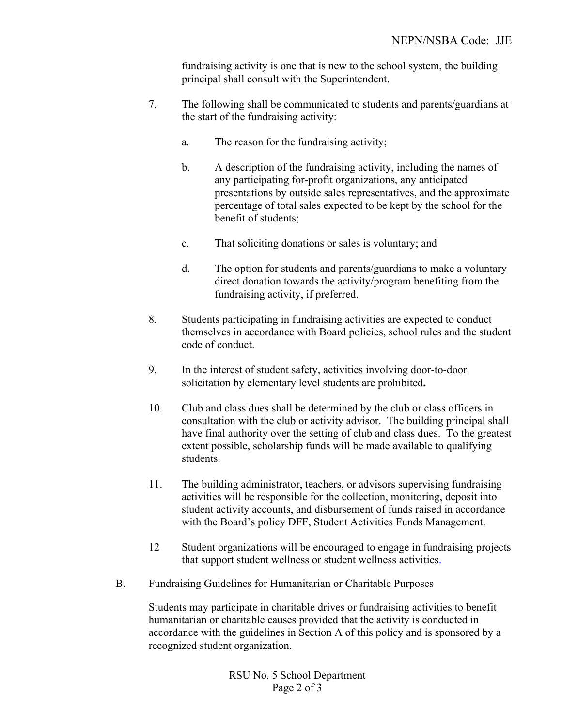fundraising activity is one that is new to the school system, the building principal shall consult with the Superintendent.

7. The following shall be communicated to students and parents/guardians at the start of the fundraising activity:

   a. The reason for the fundraising activity;

   b. A description of the fundraising activity, including the names of any participating for-profit organizations, any anticipated presentations by outside sales representatives, and the approximate percentage of total sales expected to be kept by the school for the benefit of students;

   c. That soliciting donations or sales is voluntary; and

   d. The option for students and parents/guardians to make a voluntary direct donation towards the activity/program benefiting from the fundraising activity, if preferred.

8. Students participating in fundraising activities are expected to conduct themselves in accordance with Board policies, school rules and the student code of conduct.

9. In the interest of student safety, activities involving door-to-door solicitation by elementary level students are prohibited**.**

10. Club and class dues shall be determined by the club or class officers in consultation with the club or activity advisor. The building principal shall have final authority over the setting of club and class dues. To the greatest extent possible, scholarship funds will be made available to qualifying students.

11. The building administrator, teachers, or advisors supervising fundraising activities will be responsible for the collection, monitoring, deposit into student activity accounts, and disbursement of funds raised in accordance with the Board's policy DFF, Student Activities Funds Management.

12 Student organizations will be encouraged to engage in fundraising projects that support student wellness or student wellness activities.

B. Fundraising Guidelines for Humanitarian or Charitable Purposes

Students may participate in charitable drives or fundraising activities to benefit humanitarian or charitable causes provided that the activity is conducted in accordance with the guidelines in Section A of this policy and is sponsored by a recognized student organization.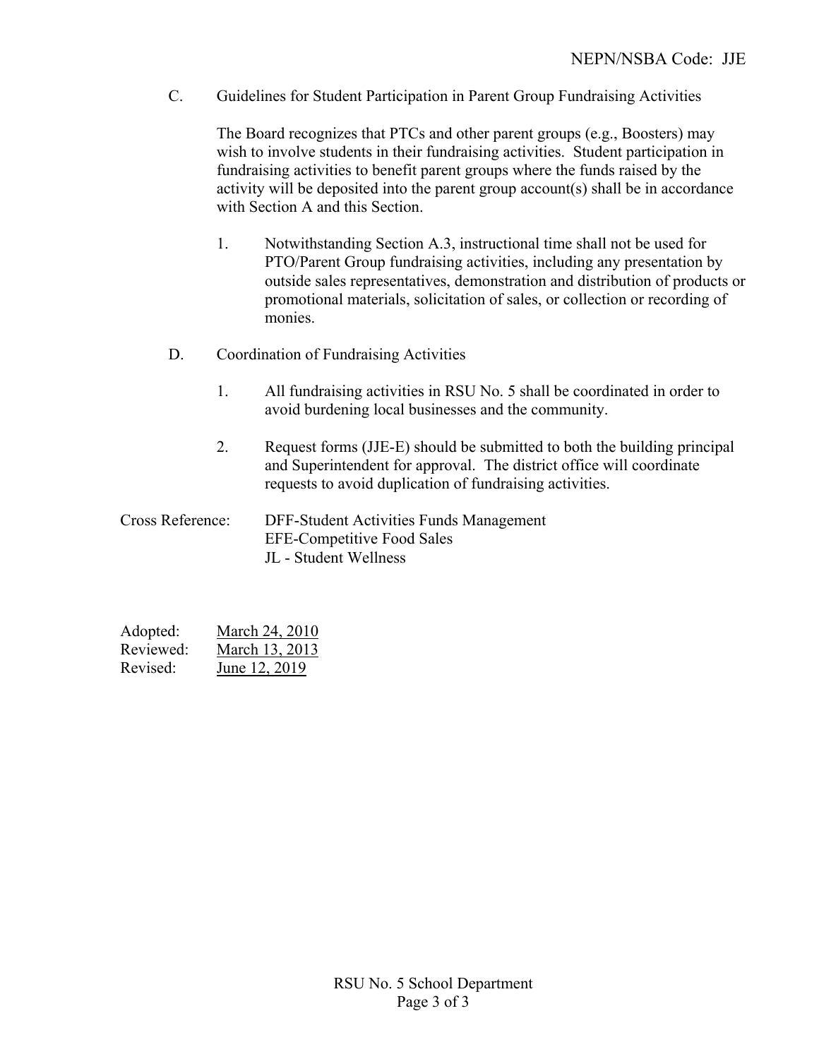C. Guidelines for Student Participation in Parent Group Fundraising Activities

The Board recognizes that PTCs and other parent groups (e.g., Boosters) may wish to involve students in their fundraising activities. Student participation in fundraising activities to benefit parent groups where the funds raised by the activity will be deposited into the parent group account(s) shall be in accordance with Section A and this Section.

1. Notwithstanding Section A.3, instructional time shall not be used for PTO/Parent Group fundraising activities, including any presentation by outside sales representatives, demonstration and distribution of products or promotional materials, solicitation of sales, or collection or recording of monies.

D. Coordination of Fundraising Activities

1. All fundraising activities in RSU No. 5 shall be coordinated in order to avoid burdening local businesses and the community.

2. Request forms (JJE-E) should be submitted to both the building principal and Superintendent for approval. The district office will coordinate requests to avoid duplication of fundraising activities.

Cross Reference: DFF-Student Activities Funds Management
EFE-Competitive Food Sales
JL - Student Wellness

Adopted: March 24, 2010
Reviewed: March 13, 2013
Revised: June 12, 2019